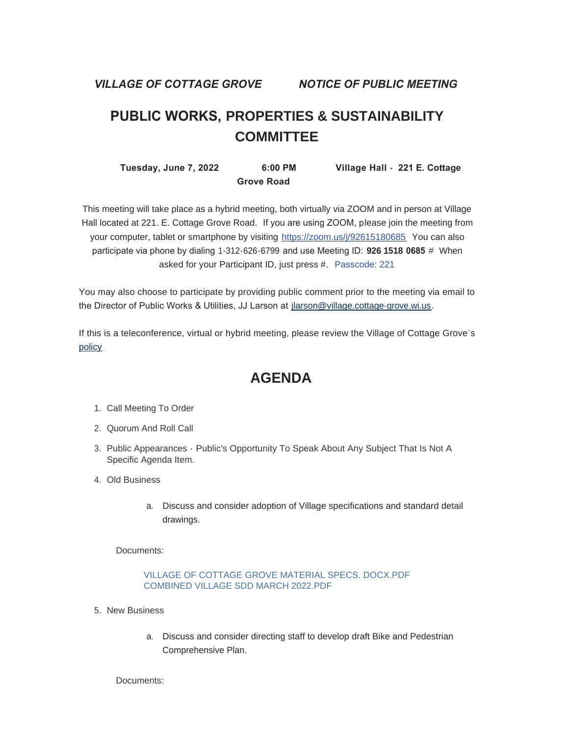*VILLAGE OF COTTAGE GROVE NOTICE OF PUBLIC MEETING*

# PUBLIC WORKS, PROPERTIES & SUSTAINABILITY COMMITTEE

**Tuesday, June 7, 2022 6:00 PM Village Hall - 221 E. Cottage Grove Road**

This meeting will take place as a hybrid meeting, both virtually via ZOOM and in person at Village Hall located at 221. E. Cottage Grove Road. If you are using ZOOM, please join the meeting from your computer, tablet or smartphone by visiting https://zoom.us/j/92615180685 You can also participate via phone by dialing 1-312-626-6799 and use Meeting ID: **926 1518 0685** # When asked for your Participant ID, just press #. Passcode: 221

You may also choose to participate by providing public comment prior to the meeting via email to the Director of Public Works & Utilities, JJ Larson at jlarson@village.cottage-grove.wi.us.

If this is a teleconference, virtual or hybrid meeting, please review the Village of Cottage Grove's policy

## AGENDA

1. Call Meeting To Order
2. Quorum And Roll Call
3. Public Appearances - Public's Opportunity To Speak About Any Subject That Is Not A Specific Agenda Item.
4. Old Business
   a. Discuss and consider adoption of Village specifications and standard detail drawings.

   Documents:

   VILLAGE OF COTTAGE GROVE MATERIAL SPECS. DOCX.PDF
   COMBINED VILLAGE SDD MARCH 2022.PDF

5. New Business
   a. Discuss and consider directing staff to develop draft Bike and Pedestrian Comprehensive Plan.

   Documents: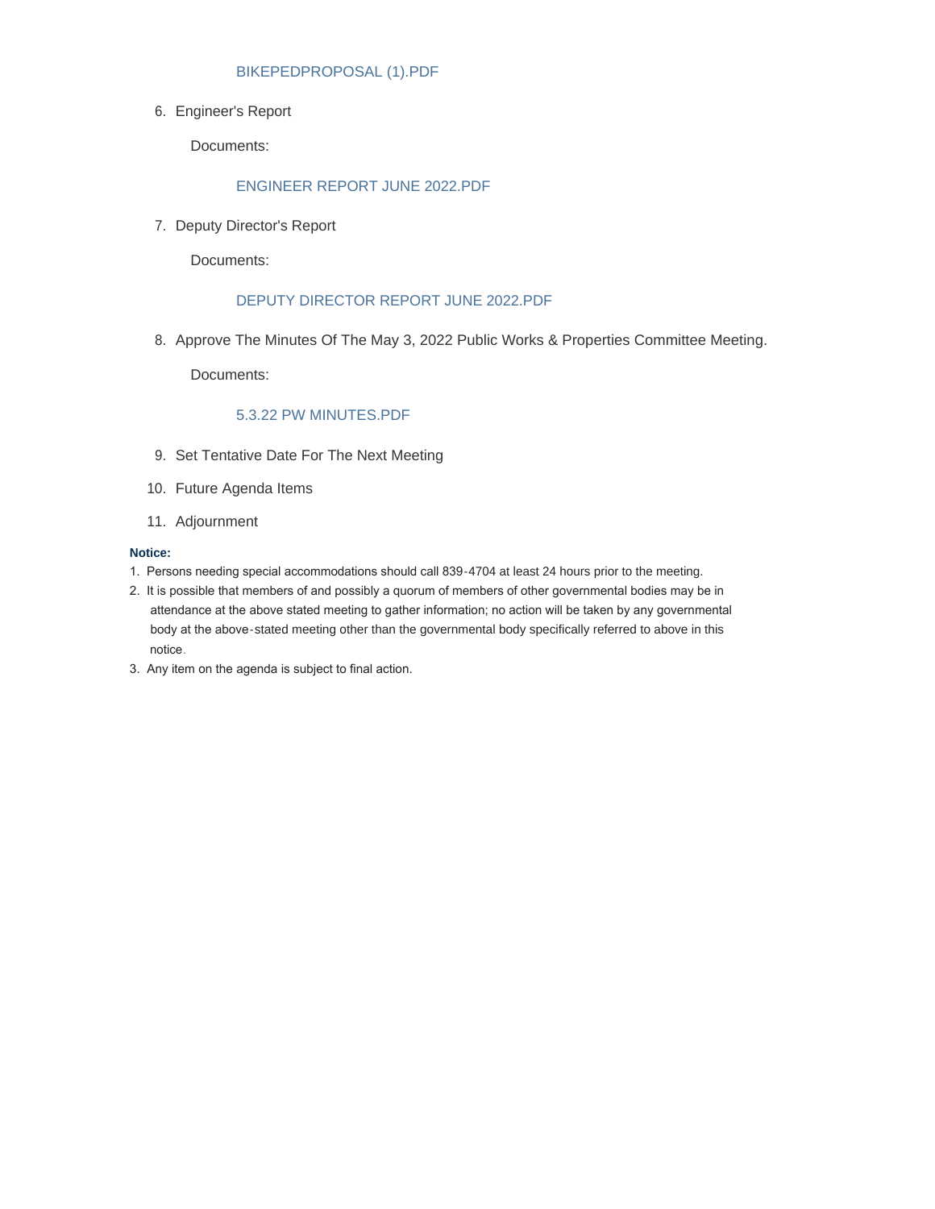BIKEPEDPROPOSAL (1).PDF

6. Engineer's Report

   Documents:

   ENGINEER REPORT JUNE 2022.PDF

7. Deputy Director's Report

   Documents:

   DEPUTY DIRECTOR REPORT JUNE 2022.PDF

8. Approve The Minutes Of The May 3, 2022 Public Works & Properties Committee Meeting.

   Documents:

   5.3.22 PW MINUTES.PDF

9. Set Tentative Date For The Next Meeting

10. Future Agenda Items

11. Adjournment

**Notice:**

1. Persons needing special accommodations should call 839-4704 at least 24 hours prior to the meeting.
2. It is possible that members of and possibly a quorum of members of other governmental bodies may be in attendance at the above stated meeting to gather information; no action will be taken by any governmental body at the above-stated meeting other than the governmental body specifically referred to above in this notice.
3. Any item on the agenda is subject to final action.